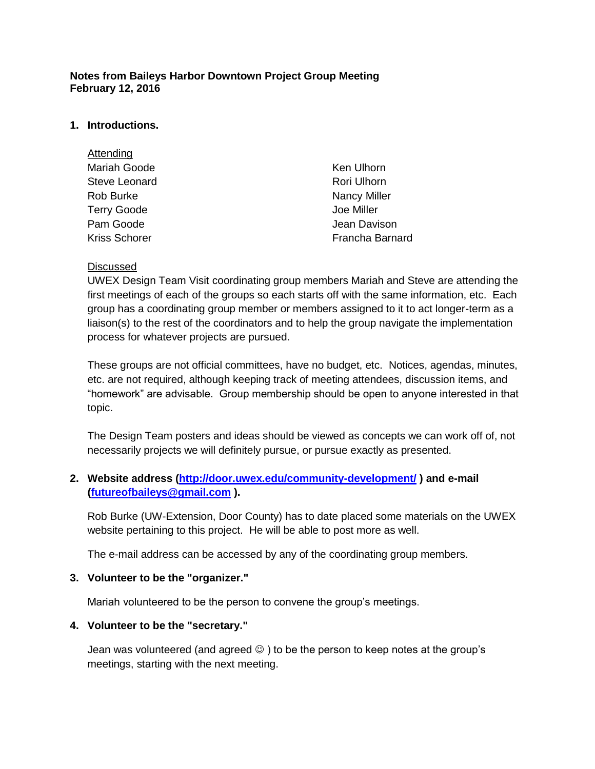**Notes from Baileys Harbor Downtown Project Group Meeting**
**February 12, 2016**

## 1. Introductions.

Attending

| | |
|---|---|
| Mariah Goode | Ken Ulhorn |
| Steve Leonard | Rori Ulhorn |
| Rob Burke | Nancy Miller |
| Terry Goode | Joe Miller |
| Pam Goode | Jean Davison |
| Kriss Schorer | Francha Barnard |

Discussed

UWEX Design Team Visit coordinating group members Mariah and Steve are attending the first meetings of each of the groups so each starts off with the same information, etc. Each group has a coordinating group member or members assigned to it to act longer-term as a liaison(s) to the rest of the coordinators and to help the group navigate the implementation process for whatever projects are pursued.

These groups are not official committees, have no budget, etc. Notices, agendas, minutes, etc. are not required, although keeping track of meeting attendees, discussion items, and "homework" are advisable. Group membership should be open to anyone interested in that topic.

The Design Team posters and ideas should be viewed as concepts we can work off of, not necessarily projects we will definitely pursue, or pursue exactly as presented.

## 2. Website address (http://door.uwex.edu/community-development/ ) and e-mail (futureofbaileys@gmail.com ).

Rob Burke (UW-Extension, Door County) has to date placed some materials on the UWEX website pertaining to this project. He will be able to post more as well.

The e-mail address can be accessed by any of the coordinating group members.

## 3. Volunteer to be the "organizer."

Mariah volunteered to be the person to convene the group's meetings.

## 4. Volunteer to be the "secretary."

Jean was volunteered (and agreed ☺ ) to be the person to keep notes at the group's meetings, starting with the next meeting.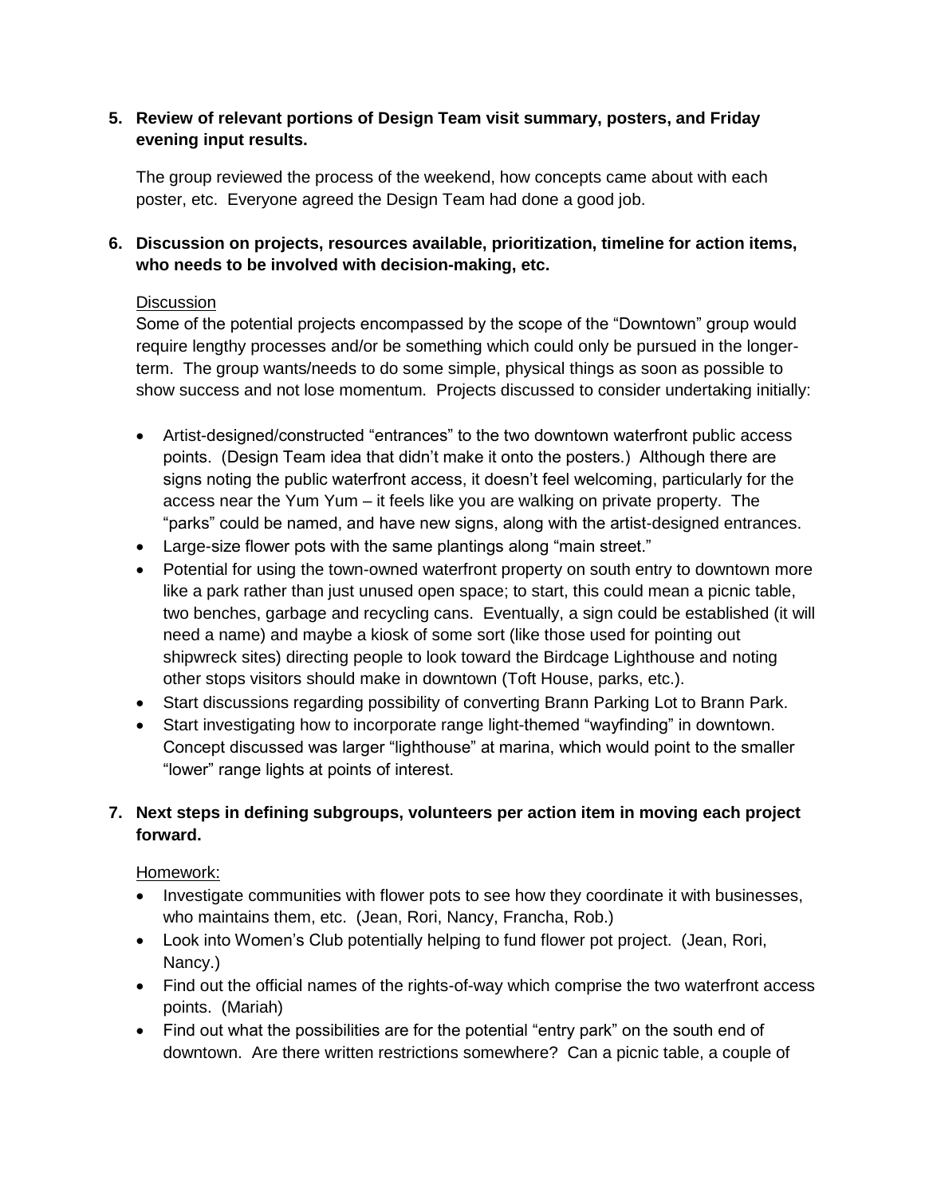**5. Review of relevant portions of Design Team visit summary, posters, and Friday evening input results.**

The group reviewed the process of the weekend, how concepts came about with each poster, etc. Everyone agreed the Design Team had done a good job.

**6. Discussion on projects, resources available, prioritization, timeline for action items, who needs to be involved with decision-making, etc.**

<u>Discussion</u>

Some of the potential projects encompassed by the scope of the "Downtown" group would require lengthy processes and/or be something which could only be pursued in the longer-term. The group wants/needs to do some simple, physical things as soon as possible to show success and not lose momentum. Projects discussed to consider undertaking initially:

- Artist-designed/constructed "entrances" to the two downtown waterfront public access points. (Design Team idea that didn't make it onto the posters.) Although there are signs noting the public waterfront access, it doesn't feel welcoming, particularly for the access near the Yum Yum – it feels like you are walking on private property. The "parks" could be named, and have new signs, along with the artist-designed entrances.
- Large-size flower pots with the same plantings along "main street."
- Potential for using the town-owned waterfront property on south entry to downtown more like a park rather than just unused open space; to start, this could mean a picnic table, two benches, garbage and recycling cans. Eventually, a sign could be established (it will need a name) and maybe a kiosk of some sort (like those used for pointing out shipwreck sites) directing people to look toward the Birdcage Lighthouse and noting other stops visitors should make in downtown (Toft House, parks, etc.).
- Start discussions regarding possibility of converting Brann Parking Lot to Brann Park.
- Start investigating how to incorporate range light-themed "wayfinding" in downtown. Concept discussed was larger "lighthouse" at marina, which would point to the smaller "lower" range lights at points of interest.

**7. Next steps in defining subgroups, volunteers per action item in moving each project forward.**

<u>Homework:</u>

- Investigate communities with flower pots to see how they coordinate it with businesses, who maintains them, etc. (Jean, Rori, Nancy, Francha, Rob.)
- Look into Women's Club potentially helping to fund flower pot project. (Jean, Rori, Nancy.)
- Find out the official names of the rights-of-way which comprise the two waterfront access points. (Mariah)
- Find out what the possibilities are for the potential "entry park" on the south end of downtown. Are there written restrictions somewhere? Can a picnic table, a couple of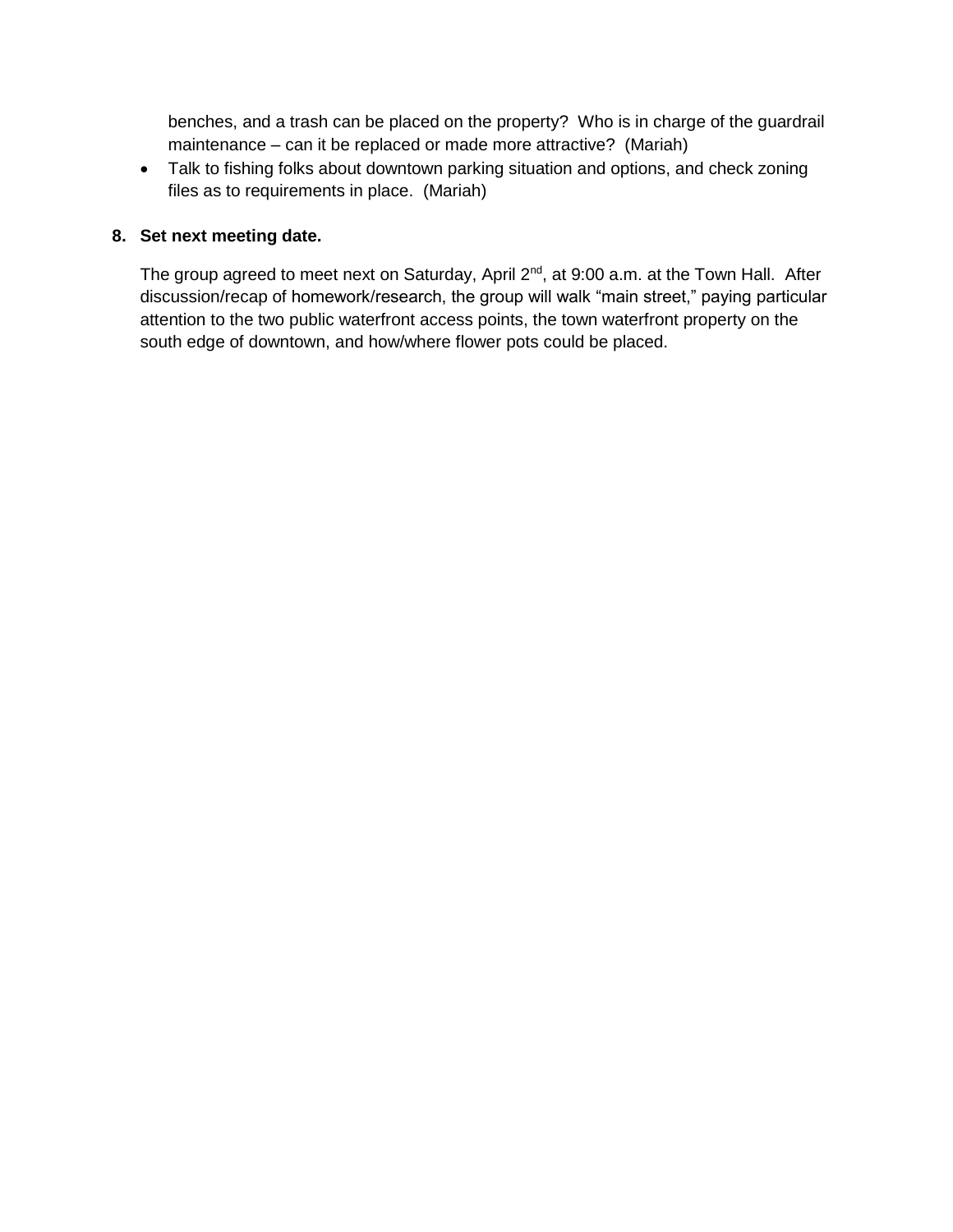benches, and a trash can be placed on the property? Who is in charge of the guardrail maintenance – can it be replaced or made more attractive? (Mariah)

- Talk to fishing folks about downtown parking situation and options, and check zoning files as to requirements in place. (Mariah)

**8. Set next meeting date.**

The group agreed to meet next on Saturday, April 2nd, at 9:00 a.m. at the Town Hall. After discussion/recap of homework/research, the group will walk "main street," paying particular attention to the two public waterfront access points, the town waterfront property on the south edge of downtown, and how/where flower pots could be placed.